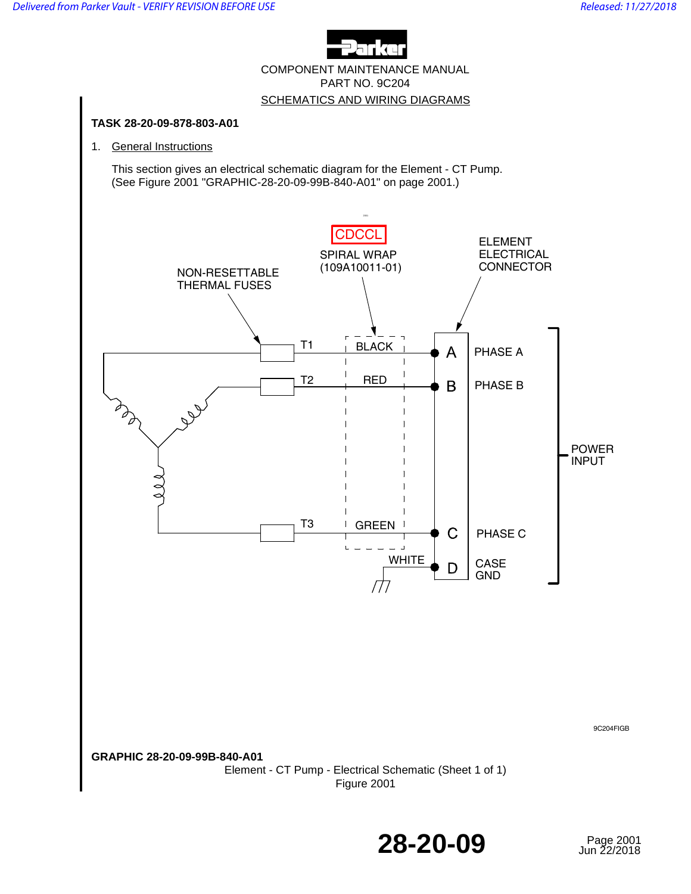COMPONENT MAINTENANCE MANUAL
PART NO. 9C204

SCHEMATICS AND WIRING DIAGRAMS

**TASK 28-20-09-878-803-A01**

1. General Instructions

   This section gives an electrical schematic diagram for the Element - CT Pump. (See Figure 2001 "GRAPHIC-28-20-09-99B-840-A01" on page 2001.)

CDCCL

SPIRAL WRAP (109A10011-01)

ELEMENT ELECTRICAL CONNECTOR

NON-RESETTABLE THERMAL FUSES

T1 BLACK A PHASE A

T2 RED B PHASE B

POWER INPUT

T3 GREEN C PHASE C

WHITE D CASE GND

9C204FIGB

**GRAPHIC 28-20-09-99B-840-A01**

Element - CT Pump - Electrical Schematic (Sheet 1 of 1)
Figure 2001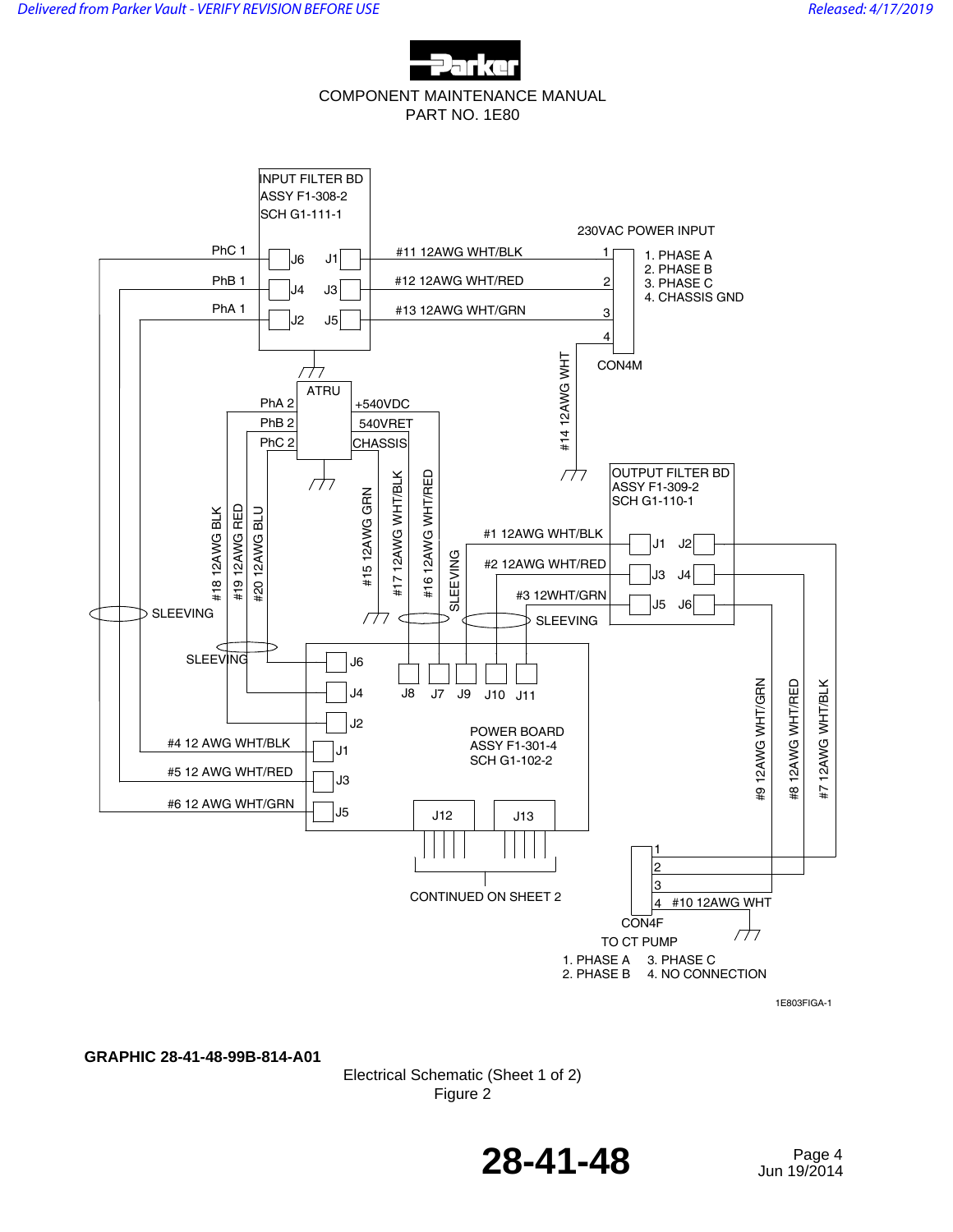COMPONENT MAINTENANCE MANUAL
PART NO. 1E80

INPUT FILTER BD
ASSY F1-308-2
SCH G1-111-1

230VAC POWER INPUT

1. PHASE A
2. PHASE B
3. PHASE C
4. CHASSIS GND

CON4M

PhC 1 J6 J1 #11 12AWG WHT/BLK 1
PhB 1 J4 J3 #12 12AWG WHT/RED 2
PhA 1 J2 J5 #13 12AWG WHT/GRN 3
4
#14 12AWG WHT

ATRU
PhA 2 +540VDC
PhB 2 540VRET
PhC 2 CHASSIS

OUTPUT FILTER BD
ASSY F1-309-2
SCH G1-110-1

#1 12AWG WHT/BLK J1 J2
#2 12AWG WHT/RED J3 J4
#3 12WHT/GRN J5 J6

#18 12AWG BLK
#19 12AWG RED
#20 12AWG BLU
#15 12AWG GRN
#17 12AWG WHT/BLK
#16 12AWG WHT/RED

SLEEVING
SLEEVING
SLEEVING
SLEEVING

POWER BOARD
ASSY F1-301-4
SCH G1-102-2

J6
J4
J2
#4 12 AWG WHT/BLK J1
#5 12 AWG WHT/RED J3
#6 12 AWG WHT/GRN J5

J8 J7 J9 J10 J11

J12 J13

CONTINUED ON SHEET 2

#9 12AWG WHT/GRN
#8 12AWG WHT/RED
#7 12AWG WHT/BLK

1
2
3
4 #10 12AWG WHT

CON4F
TO CT PUMP

1. PHASE A 3. PHASE C
2. PHASE B 4. NO CONNECTION

1E803FIGA-1

**GRAPHIC 28-41-48-99B-814-A01**

Electrical Schematic (Sheet 1 of 2)
Figure 2

28-41-48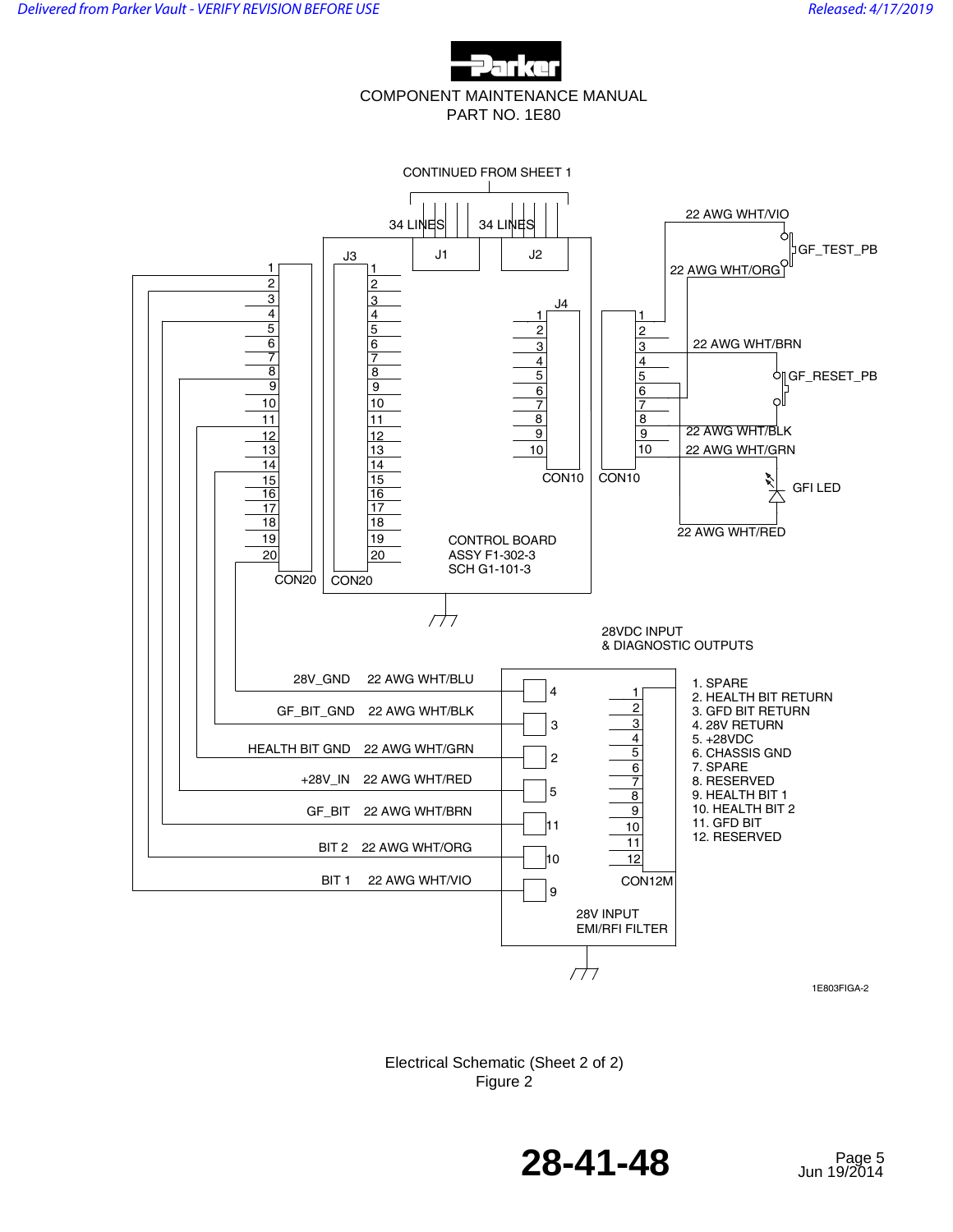COMPONENT MAINTENANCE MANUAL
PART NO. 1E80

CONTINUED FROM SHEET 1

34 LINES
34 LINES
J1
J2
J3
J4
CON20
CON20
CON10
CON10

CONTROL BOARD
ASSY F1-302-3
SCH G1-101-3

22 AWG WHT/VIO
GF_TEST_PB
22 AWG WHT/ORG
22 AWG WHT/BRN
GF_RESET_PB
22 AWG WHT/BLK
22 AWG WHT/GRN
GFI LED
22 AWG WHT/RED

28VDC INPUT
& DIAGNOSTIC OUTPUTS

28V_GND 22 AWG WHT/BLU
GF_BIT_GND 22 AWG WHT/BLK
HEALTH BIT GND 22 AWG WHT/GRN
+28V_IN 22 AWG WHT/RED
GF_BIT 22 AWG WHT/BRN
BIT 2 22 AWG WHT/ORG
BIT 1 22 AWG WHT/VIO

CON12M

28V INPUT
EMI/RFI FILTER

1. SPARE
2. HEALTH BIT RETURN
3. GFD BIT RETURN
4. 28V RETURN
5. +28VDC
6. CHASSIS GND
7. SPARE
8. RESERVED
9. HEALTH BIT 1
10. HEALTH BIT 2
11. GFD BIT
12. RESERVED

1E803FIGA-2

Electrical Schematic (Sheet 2 of 2)
Figure 2

28-41-48